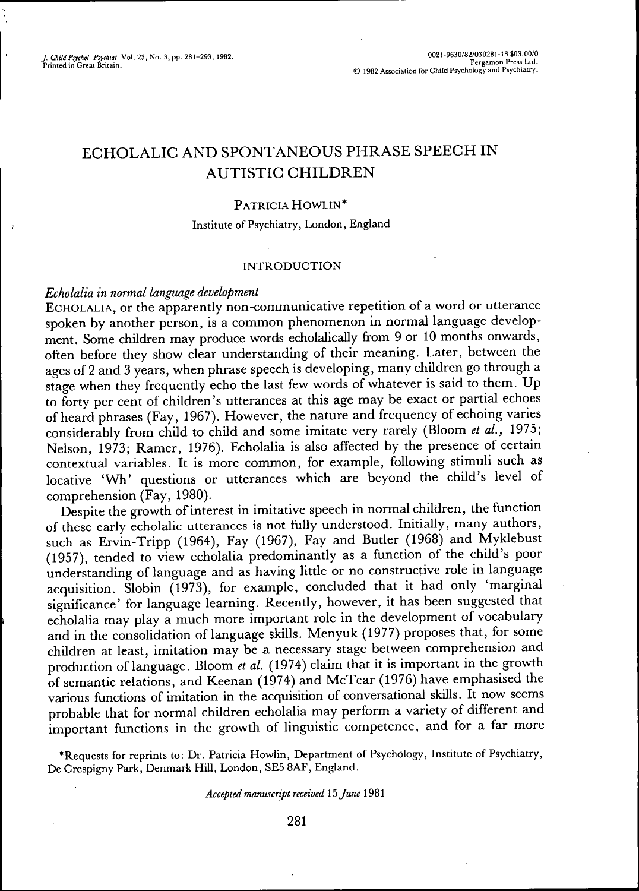# ECHOLALIC AND SPONTANEOUS PHRASE SPEECH IN AUTISTIC CHILDREN

PATRICIA HOWLIN*

Institute of Psychiatry, London, England

## INTRODUCTION

### *Echolalia in normal language development*

ECHOLALIA, or the apparently non-communicative repetition of a word or utterance spoken by another person, is a common phenomenon in normal language development. Some children may produce words echolalically from 9 or 10 months onwards, often before they show clear understanding of their meaning. Later, between the ages of 2 and 3 years, when phrase speech is developing, many children go through a stage when they frequently echo the last few words of whatever is said to them. Up to forty per cent of children's utterances at this age may be exact or partial echoes of heard phrases (Fay, 1967). However, the nature and frequency of echoing varies considerably from child to child and some imitate very rarely (Bloom *et al.,* 1975; Nelson, 1973; Ramer, 1976). Echolalia is also affected by the presence of certain contextual variables. It is more common, for example, following stimuli such as locative 'Wh' questions or utterances which are beyond the child's level of comprehension (Fay, 1980).

Despite the growth of interest in imitative speech in normal children, the function of these early echolalic utterances is not fully understood. Initially, many authors, such as Ervin-Tripp (1964), Fay (1967), Fay and Butler (1968) and Myklebust (1957), tended to view echolalia predominantly as a function of the child's poor understanding of language and as having little or no constructive role in language acquisition. Slobin (1973), for example, concluded that it had only 'marginal significance' for language learning. Recently, however, it has been suggested that echolalia may play a much more important role in the development of vocabulary and in the consolidation of language skills. Menyuk (1977) proposes that, for some children at least, imitation may be a necessary stage between comprehension and production of language. Bloom *et al.* (1974) claim that it is important in the growth of semantic relations, and Keenan (1974) and McTear (1976) have emphasised the various functions of imitation in the acquisition of conversational skills. It now seems probable that for normal children echolalia may perform a variety of different and important functions in the growth of linguistic competence, and for a far more

*Requests for reprints to: Dr. Patricia Howlin, Department of Psychology, Institute of Psychiatry, De Crespigny Park, Denmark Hill, London, SE5 8AF, England.

*Accepted manuscript received 15 June 1981*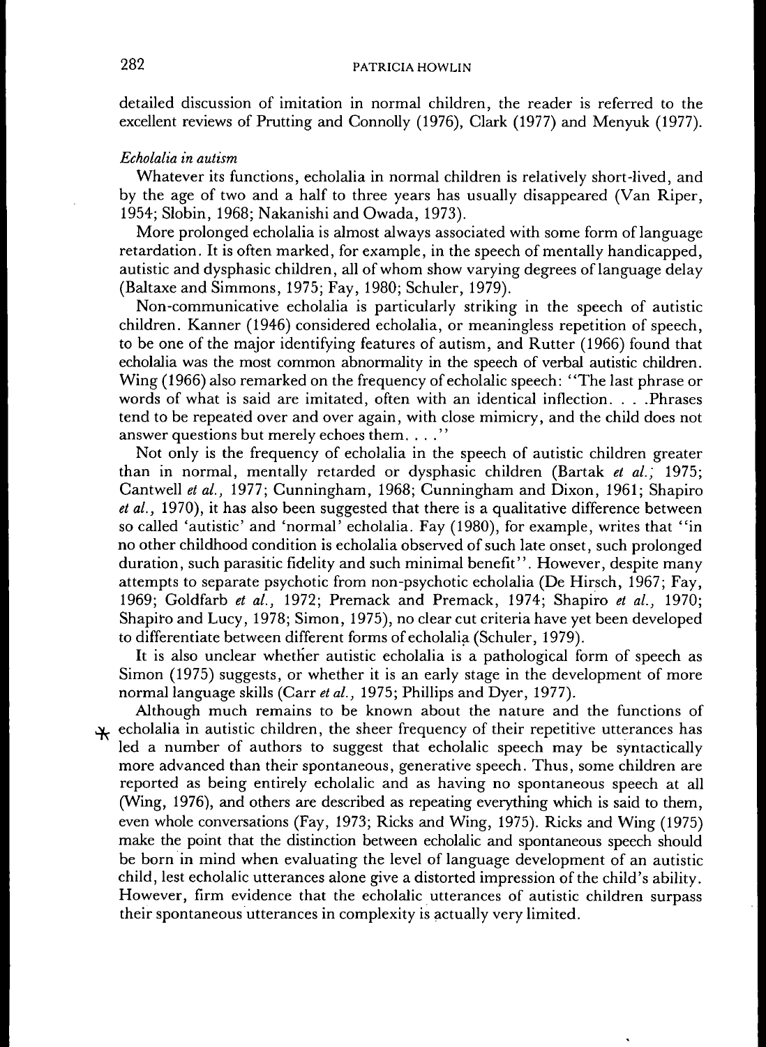detailed discussion of imitation in normal children, the reader is referred to the excellent reviews of Prutting and Connolly (1976), Clark (1977) and Menyuk (1977).

*Echolalia in autism*

Whatever its functions, echolalia in normal children is relatively short-lived, and by the age of two and a half to three years has usually disappeared (Van Riper, 1954; Slobin, 1968; Nakanishi and Owada, 1973).

More prolonged echolalia is almost always associated with some form of language retardation. It is often marked, for example, in the speech of mentally handicapped, autistic and dysphasic children, all of whom show varying degrees of language delay (Baltaxe and Simmons, 1975; Fay, 1980; Schuler, 1979).

Non-communicative echolalia is particularly striking in the speech of autistic children. Kanner (1946) considered echolalia, or meaningless repetition of speech, to be one of the major identifying features of autism, and Rutter (1966) found that echolalia was the most common abnormality in the speech of verbal autistic children. Wing (1966) also remarked on the frequency of echolalic speech: "The last phrase or words of what is said are imitated, often with an identical inflection. . . .Phrases tend to be repeated over and over again, with close mimicry, and the child does not answer questions but merely echoes them. . . ."

Not only is the frequency of echolalia in the speech of autistic children greater than in normal, mentally retarded or dysphasic children (Bartak *et al.*, 1975; Cantwell *et al.*, 1977; Cunningham, 1968; Cunningham and Dixon, 1961; Shapiro *et al.*, 1970), it has also been suggested that there is a qualitative difference between so called 'autistic' and 'normal' echolalia. Fay (1980), for example, writes that "in no other childhood condition is echolalia observed of such late onset, such prolonged duration, such parasitic fidelity and such minimal benefit". However, despite many attempts to separate psychotic from non-psychotic echolalia (De Hirsch, 1967; Fay, 1969; Goldfarb *et al.*, 1972; Premack and Premack, 1974; Shapiro *et al.*, 1970; Shapiro and Lucy, 1978; Simon, 1975), no clear cut criteria have yet been developed to differentiate between different forms of echolalia (Schuler, 1979).

It is also unclear whether autistic echolalia is a pathological form of speech as Simon (1975) suggests, or whether it is an early stage in the development of more normal language skills (Carr *et al.*, 1975; Phillips and Dyer, 1977).

Although much remains to be known about the nature and the functions of echolalia in autistic children, the sheer frequency of their repetitive utterances has led a number of authors to suggest that echolalic speech may be syntactically more advanced than their spontaneous, generative speech. Thus, some children are reported as being entirely echolalic and as having no spontaneous speech at all (Wing, 1976), and others are described as repeating everything which is said to them, even whole conversations (Fay, 1973; Ricks and Wing, 1975). Ricks and Wing (1975) make the point that the distinction between echolalic and spontaneous speech should be born in mind when evaluating the level of language development of an autistic child, lest echolalic utterances alone give a distorted impression of the child's ability. However, firm evidence that the echolalic utterances of autistic children surpass their spontaneous utterances in complexity is actually very limited.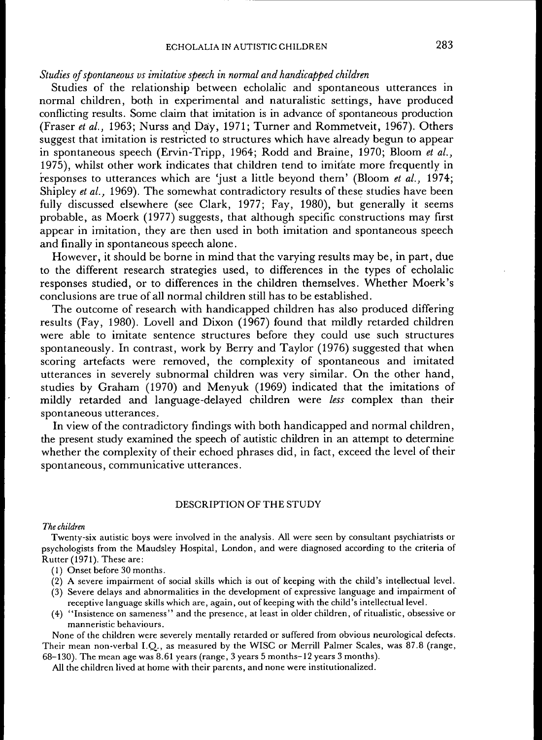*Studies of spontaneous vs imitative speech in normal and handicapped children*

Studies of the relationship between echolalic and spontaneous utterances in normal children, both in experimental and naturalistic settings, have produced conflicting results. Some claim that imitation is in advance of spontaneous production (Fraser *et al.*, 1963; Nurss and Day, 1971; Turner and Rommetveit, 1967). Others suggest that imitation is restricted to structures which have already begun to appear in spontaneous speech (Ervin-Tripp, 1964; Rodd and Braine, 1970; Bloom *et al.*, 1975), whilst other work indicates that children tend to imitate more frequently in responses to utterances which are 'just a little beyond them' (Bloom *et al.*, 1974; Shipley *et al.*, 1969). The somewhat contradictory results of these studies have been fully discussed elsewhere (see Clark, 1977; Fay, 1980), but generally it seems probable, as Moerk (1977) suggests, that although specific constructions may first appear in imitation, they are then used in both imitation and spontaneous speech and finally in spontaneous speech alone.

However, it should be borne in mind that the varying results may be, in part, due to the different research strategies used, to differences in the types of echolalic responses studied, or to differences in the children themselves. Whether Moerk's conclusions are true of all normal children still has to be established.

The outcome of research with handicapped children has also produced differing results (Fay, 1980). Lovell and Dixon (1967) found that mildly retarded children were able to imitate sentence structures before they could use such structures spontaneously. In contrast, work by Berry and Taylor (1976) suggested that when scoring artefacts were removed, the complexity of spontaneous and imitated utterances in severely subnormal children was very similar. On the other hand, studies by Graham (1970) and Menyuk (1969) indicated that the imitations of mildly retarded and language-delayed children were *less* complex than their spontaneous utterances.

In view of the contradictory findings with both handicapped and normal children, the present study examined the speech of autistic children in an attempt to determine whether the complexity of their echoed phrases did, in fact, exceed the level of their spontaneous, communicative utterances.

## DESCRIPTION OF THE STUDY

*The children*

Twenty-six autistic boys were involved in the analysis. All were seen by consultant psychiatrists or psychologists from the Maudsley Hospital, London, and were diagnosed according to the criteria of Rutter (1971). These are:

(1) Onset before 30 months.
(2) A severe impairment of social skills which is out of keeping with the child's intellectual level.
(3) Severe delays and abnormalities in the development of expressive language and impairment of receptive language skills which are, again, out of keeping with the child's intellectual level.
(4) "Insistence on sameness" and the presence, at least in older children, of ritualistic, obsessive or manneristic behaviours.

None of the children were severely mentally retarded or suffered from obvious neurological defects. Their mean non-verbal I.Q., as measured by the WISC or Merrill Palmer Scales, was 87.8 (range, 68–130). The mean age was 8.61 years (range, 3 years 5 months–12 years 3 months).

All the children lived at home with their parents, and none were institutionalized.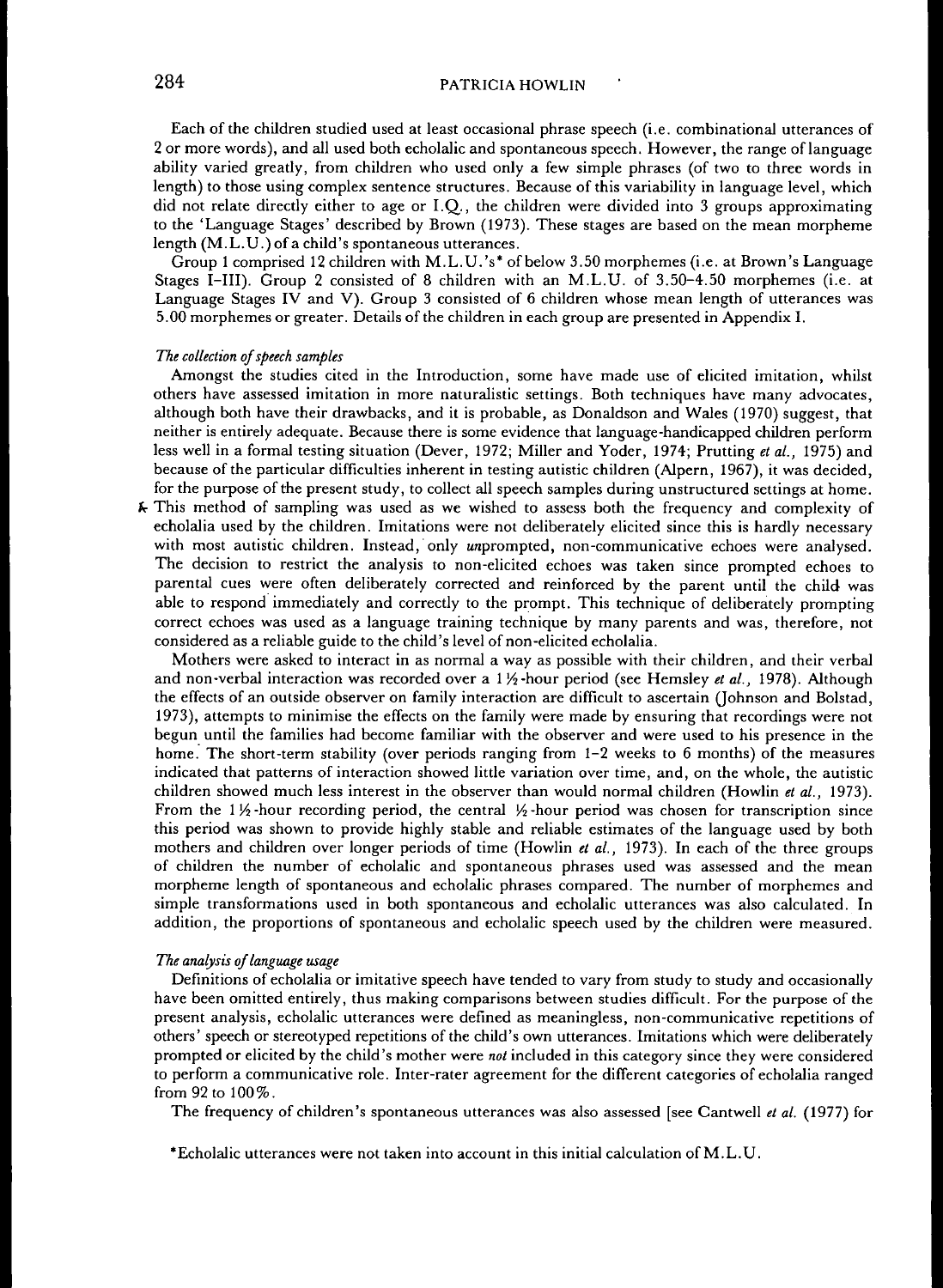Each of the children studied used at least occasional phrase speech (i.e. combinational utterances of 2 or more words), and all used both echolalic and spontaneous speech. However, the range of language ability varied greatly, from children who used only a few simple phrases (of two to three words in length) to those using complex sentence structures. Because of this variability in language level, which did not relate directly either to age or I.Q., the children were divided into 3 groups approximating to the 'Language Stages' described by Brown (1973). These stages are based on the mean morpheme length (M.L.U.) of a child's spontaneous utterances.

Group 1 comprised 12 children with M.L.U.'s* of below 3.50 morphemes (i.e. at Brown's Language Stages I–III). Group 2 consisted of 8 children with an M.L.U. of 3.50–4.50 morphemes (i.e. at Language Stages IV and V). Group 3 consisted of 6 children whose mean length of utterances was 5.00 morphemes or greater. Details of the children in each group are presented in Appendix I.

### *The collection of speech samples*

Amongst the studies cited in the Introduction, some have made use of elicited imitation, whilst others have assessed imitation in more naturalistic settings. Both techniques have many advocates, although both have their drawbacks, and it is probable, as Donaldson and Wales (1970) suggest, that neither is entirely adequate. Because there is some evidence that language-handicapped children perform less well in a formal testing situation (Dever, 1972; Miller and Yoder, 1974; Prutting *et al.*, 1975) and because of the particular difficulties inherent in testing autistic children (Alpern, 1967), it was decided, for the purpose of the present study, to collect all speech samples during unstructured settings at home. This method of sampling was used as we wished to assess both the frequency and complexity of echolalia used by the children. Imitations were not deliberately elicited since this is hardly necessary with most autistic children. Instead, only *un*prompted, non-communicative echoes were analysed. The decision to restrict the analysis to non-elicited echoes was taken since prompted echoes to parental cues were often deliberately corrected and reinforced by the parent until the child was able to respond immediately and correctly to the prompt. This technique of deliberately prompting correct echoes was used as a language training technique by many parents and was, therefore, not considered as a reliable guide to the child's level of non-elicited echolalia.

Mothers were asked to interact in as normal a way as possible with their children, and their verbal and non-verbal interaction was recorded over a 1½-hour period (see Hemsley *et al.*, 1978). Although the effects of an outside observer on family interaction are difficult to ascertain (Johnson and Bolstad, 1973), attempts to minimise the effects on the family were made by ensuring that recordings were not begun until the families had become familiar with the observer and were used to his presence in the home. The short-term stability (over periods ranging from 1–2 weeks to 6 months) of the measures indicated that patterns of interaction showed little variation over time, and, on the whole, the autistic children showed much less interest in the observer than would normal children (Howlin *et al.*, 1973). From the 1½-hour recording period, the central ½-hour period was chosen for transcription since this period was shown to provide highly stable and reliable estimates of the language used by both mothers and children over longer periods of time (Howlin *et al.*, 1973). In each of the three groups of children the number of echolalic and spontaneous phrases used was assessed and the mean morpheme length of spontaneous and echolalic phrases compared. The number of morphemes and simple transformations used in both spontaneous and echolalic utterances was also calculated. In addition, the proportions of spontaneous and echolalic speech used by the children were measured.

### *The analysis of language usage*

Definitions of echolalia or imitative speech have tended to vary from study to study and occasionally have been omitted entirely, thus making comparisons between studies difficult. For the purpose of the present analysis, echolalic utterances were defined as meaningless, non-communicative repetitions of others' speech or stereotyped repetitions of the child's own utterances. Imitations which were deliberately prompted or elicited by the child's mother were *not* included in this category since they were considered to perform a communicative role. Inter-rater agreement for the different categories of echolalia ranged from 92 to 100%.

The frequency of children's spontaneous utterances was also assessed [see Cantwell *et al.* (1977) for

*Echolalic utterances were not taken into account in this initial calculation of M.L.U.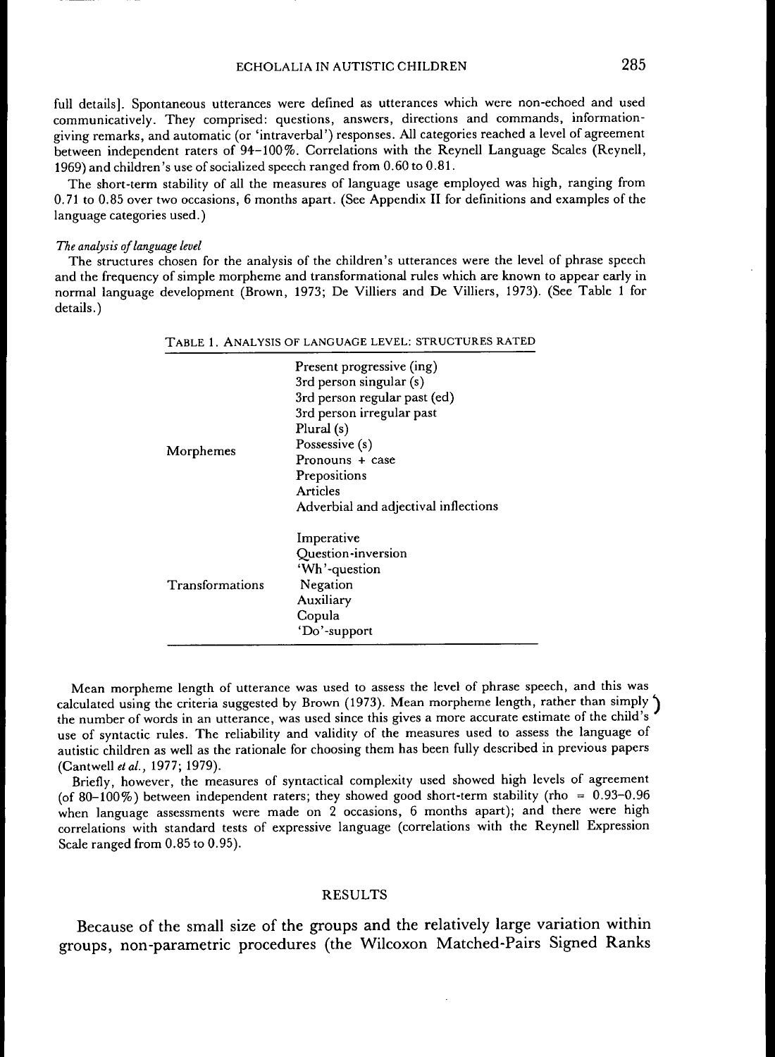full details]. Spontaneous utterances were defined as utterances which were non-echoed and used communicatively. They comprised: questions, answers, directions and commands, information-giving remarks, and automatic (or 'intraverbal') responses. All categories reached a level of agreement between independent raters of 94–100%. Correlations with the Reynell Language Scales (Reynell, 1969) and children's use of socialized speech ranged from 0.60 to 0.81.

The short-term stability of all the measures of language usage employed was high, ranging from 0.71 to 0.85 over two occasions, 6 months apart. (See Appendix II for definitions and examples of the language categories used.)

*The analysis of language level*

The structures chosen for the analysis of the children's utterances were the level of phrase speech and the frequency of simple morpheme and transformational rules which are known to appear early in normal language development (Brown, 1973; De Villiers and De Villiers, 1973). (See Table 1 for details.)

TABLE 1. ANALYSIS OF LANGUAGE LEVEL: STRUCTURES RATED

| | |
|---|---|
| Morphemes | Present progressive (ing)<br>3rd person singular (s)<br>3rd person regular past (ed)<br>3rd person irregular past<br>Plural (s)<br>Possessive (s)<br>Pronouns + case<br>Prepositions<br>Articles<br>Adverbial and adjectival inflections |
| Transformations | Imperative<br>Question-inversion<br>'Wh'-question<br>Negation<br>Auxiliary<br>Copula<br>'Do'-support |

Mean morpheme length of utterance was used to assess the level of phrase speech, and this was calculated using the criteria suggested by Brown (1973). Mean morpheme length, rather than simply the number of words in an utterance, was used since this gives a more accurate estimate of the child's use of syntactic rules. The reliability and validity of the measures used to assess the language of autistic children as well as the rationale for choosing them has been fully described in previous papers (Cantwell *et al.*, 1977; 1979).

Briefly, however, the measures of syntactical complexity used showed high levels of agreement (of 80–100%) between independent raters; they showed good short-term stability (rho = 0.93–0.96 when language assessments were made on 2 occasions, 6 months apart); and there were high correlations with standard tests of expressive language (correlations with the Reynell Expression Scale ranged from 0.85 to 0.95).

## RESULTS

Because of the small size of the groups and the relatively large variation within groups, non-parametric procedures (the Wilcoxon Matched-Pairs Signed Ranks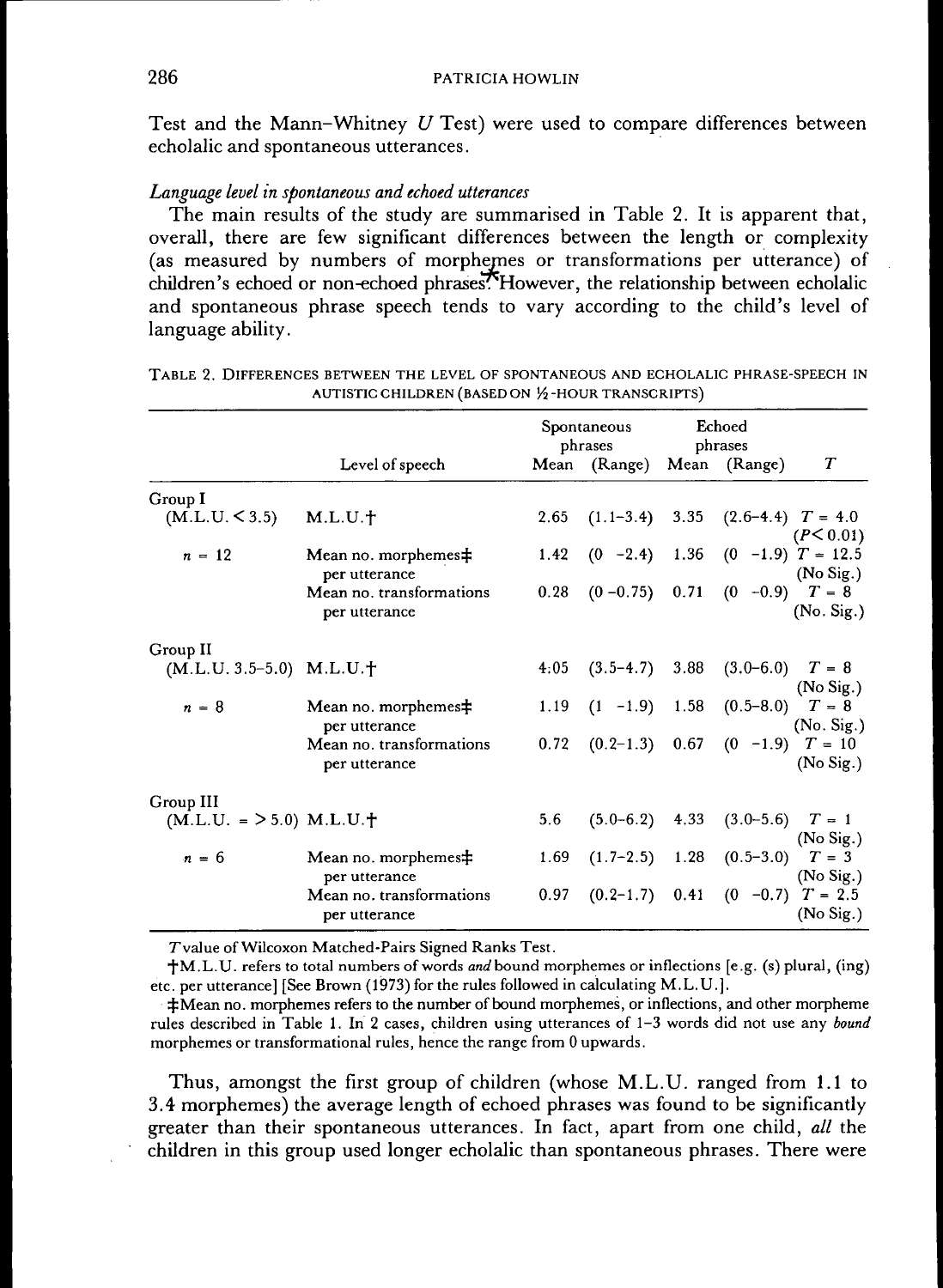Test and the Mann–Whitney $U$ Test) were used to compare differences between echolalic and spontaneous utterances.

### *Language level in spontaneous and echoed utterances*

The main results of the study are summarised in Table 2. It is apparent that, overall, there are few significant differences between the length or complexity (as measured by numbers of morphemes or transformations per utterance) of children's echoed or non-echoed phrases. However, the relationship between echolalic and spontaneous phrase speech tends to vary according to the child's level of language ability.

TABLE 2. DIFFERENCES BETWEEN THE LEVEL OF SPONTANEOUS AND ECHOLALIC PHRASE-SPEECH IN AUTISTIC CHILDREN (BASED ON ½-HOUR TRANSCRIPTS)

| | | Spontaneous phrases | | Echoed phrases | | |
|---|---|---|---|---|---|---|
| | Level of speech | Mean | (Range) | Mean | (Range) | $T$ |
| Group I (M.L.U. < 3.5) | M.L.U.† | 2.65 | (1.1–3.4) | 3.35 | (2.6–4.4) | $T = 4.0$ ($P < 0.01$) |
| $n = 12$ | Mean no. morphemes‡ per utterance | 1.42 | (0 –2.4) | 1.36 | (0 –1.9) | $T = 12.5$ (No Sig.) |
| | Mean no. transformations per utterance | 0.28 | (0 –0.75) | 0.71 | (0 –0.9) | $T = 8$ (No. Sig.) |
| Group II (M.L.U. 3.5–5.0) | M.L.U.† | 4.05 | (3.5–4.7) | 3.88 | (3.0–6.0) | $T = 8$ (No Sig.) |
| $n = 8$ | Mean no. morphemes‡ per utterance | 1.19 | (1 –1.9) | 1.58 | (0.5–8.0) | $T = 8$ (No. Sig.) |
| | Mean no. transformations per utterance | 0.72 | (0.2–1.3) | 0.67 | (0 –1.9) | $T = 10$ (No Sig.) |
| Group III (M.L.U. = > 5.0) | M.L.U.† | 5.6 | (5.0–6.2) | 4.33 | (3.0–5.6) | $T = 1$ (No Sig.) |
| $n = 6$ | Mean no. morphemes‡ per utterance | 1.69 | (1.7–2.5) | 1.28 | (0.5–3.0) | $T = 3$ (No Sig.) |
| | Mean no. transformations per utterance | 0.97 | (0.2–1.7) | 0.41 | (0 –0.7) | $T = 2.5$ (No Sig.) |

$T$ value of Wilcoxon Matched-Pairs Signed Ranks Test.

†M.L.U. refers to total numbers of words *and* bound morphemes or inflections [e.g. (s) plural, (ing) etc. per utterance] [See Brown (1973) for the rules followed in calculating M.L.U.].

‡Mean no. morphemes refers to the number of bound morphemes, or inflections, and other morpheme rules described in Table 1. In 2 cases, children using utterances of 1–3 words did not use any *bound* morphemes or transformational rules, hence the range from 0 upwards.

Thus, amongst the first group of children (whose M.L.U. ranged from 1.1 to 3.4 morphemes) the average length of echoed phrases was found to be significantly greater than their spontaneous utterances. In fact, apart from one child, *all* the children in this group used longer echolalic than spontaneous phrases. There were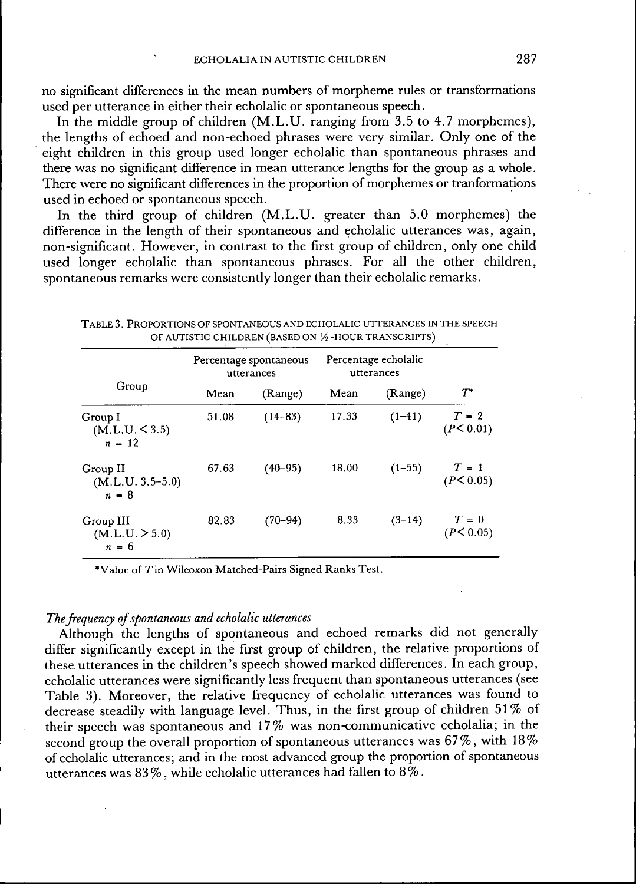no significant differences in the mean numbers of morpheme rules or transformations used per utterance in either their echolalic or spontaneous speech.

In the middle group of children (M.L.U. ranging from 3.5 to 4.7 morphemes), the lengths of echoed and non-echoed phrases were very similar. Only one of the eight children in this group used longer echolalic than spontaneous phrases and there was no significant difference in mean utterance lengths for the group as a whole. There were no significant differences in the proportion of morphemes or tranformations used in echoed or spontaneous speech.

In the third group of children (M.L.U. greater than 5.0 morphemes) the difference in the length of their spontaneous and echolalic utterances was, again, non-significant. However, in contrast to the first group of children, only one child used longer echolalic than spontaneous phrases. For all the other children, spontaneous remarks were consistently longer than their echolalic remarks.

TABLE 3. PROPORTIONS OF SPONTANEOUS AND ECHOLALIC UTTERANCES IN THE SPEECH OF AUTISTIC CHILDREN (BASED ON ½-HOUR TRANSCRIPTS)

| Group | Percentage spontaneous utterances | | Percentage echolalic utterances | | $T^*$ |
|---|---|---|---|---|---|
| | Mean | (Range) | Mean | (Range) | |
| Group I (M.L.U. < 3.5) $n = 12$ | 51.08 | (14–83) | 17.33 | (1–41) | $T = 2$ ($P < 0.01$) |
| Group II (M.L.U. 3.5–5.0) $n = 8$ | 67.63 | (40–95) | 18.00 | (1–55) | $T = 1$ ($P < 0.05$) |
| Group III (M.L.U. > 5.0) $n = 6$ | 82.83 | (70–94) | 8.33 | (3–14) | $T = 0$ ($P < 0.05$) |

*Value of $T$ in Wilcoxon Matched-Pairs Signed Ranks Test.

*The frequency of spontaneous and echolalic utterances*

Although the lengths of spontaneous and echoed remarks did not generally differ significantly except in the first group of children, the relative proportions of these utterances in the children's speech showed marked differences. In each group, echolalic utterances were significantly less frequent than spontaneous utterances (see Table 3). Moreover, the relative frequency of echolalic utterances was found to decrease steadily with language level. Thus, in the first group of children 51% of their speech was spontaneous and 17% was non-communicative echolalia; in the second group the overall proportion of spontaneous utterances was 67%, with 18% of echolalic utterances; and in the most advanced group the proportion of spontaneous utterances was 83%, while echolalic utterances had fallen to 8%.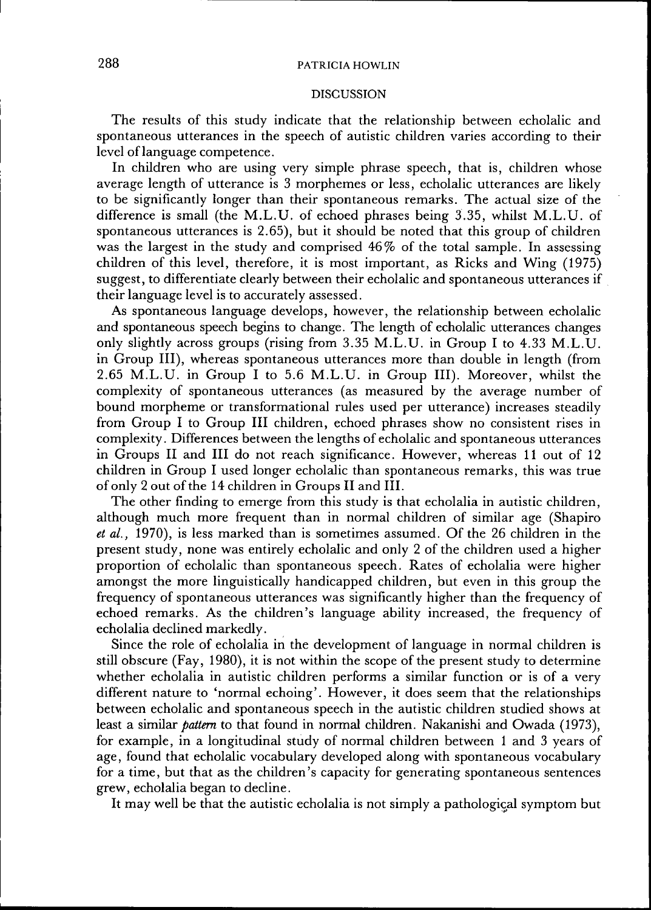## DISCUSSION

The results of this study indicate that the relationship between echolalic and spontaneous utterances in the speech of autistic children varies according to their level of language competence.

In children who are using very simple phrase speech, that is, children whose average length of utterance is 3 morphemes or less, echolalic utterances are likely to be significantly longer than their spontaneous remarks. The actual size of the difference is small (the M.L.U. of echoed phrases being 3.35, whilst M.L.U. of spontaneous utterances is 2.65), but it should be noted that this group of children was the largest in the study and comprised 46% of the total sample. In assessing children of this level, therefore, it is most important, as Ricks and Wing (1975) suggest, to differentiate clearly between their echolalic and spontaneous utterances if their language level is to accurately assessed.

As spontaneous language develops, however, the relationship between echolalic and spontaneous speech begins to change. The length of echolalic utterances changes only slightly across groups (rising from 3.35 M.L.U. in Group I to 4.33 M.L.U. in Group III), whereas spontaneous utterances more than double in length (from 2.65 M.L.U. in Group I to 5.6 M.L.U. in Group III). Moreover, whilst the complexity of spontaneous utterances (as measured by the average number of bound morpheme or transformational rules used per utterance) increases steadily from Group I to Group III children, echoed phrases show no consistent rises in complexity. Differences between the lengths of echolalic and spontaneous utterances in Groups II and III do not reach significance. However, whereas 11 out of 12 children in Group I used longer echolalic than spontaneous remarks, this was true of only 2 out of the 14 children in Groups II and III.

The other finding to emerge from this study is that echolalia in autistic children, although much more frequent than in normal children of similar age (Shapiro *et al.*, 1970), is less marked than is sometimes assumed. Of the 26 children in the present study, none was entirely echolalic and only 2 of the children used a higher proportion of echolalic than spontaneous speech. Rates of echolalia were higher amongst the more linguistically handicapped children, but even in this group the frequency of spontaneous utterances was significantly higher than the frequency of echoed remarks. As the children's language ability increased, the frequency of echolalia declined markedly.

Since the role of echolalia in the development of language in normal children is still obscure (Fay, 1980), it is not within the scope of the present study to determine whether echolalia in autistic children performs a similar function or is of a very different nature to 'normal echoing'. However, it does seem that the relationships between echolalic and spontaneous speech in the autistic children studied shows at least a similar *pattern* to that found in normal children. Nakanishi and Owada (1973), for example, in a longitudinal study of normal children between 1 and 3 years of age, found that echolalic vocabulary developed along with spontaneous vocabulary for a time, but that as the children's capacity for generating spontaneous sentences grew, echolalia began to decline.

It may well be that the autistic echolalia is not simply a pathological symptom but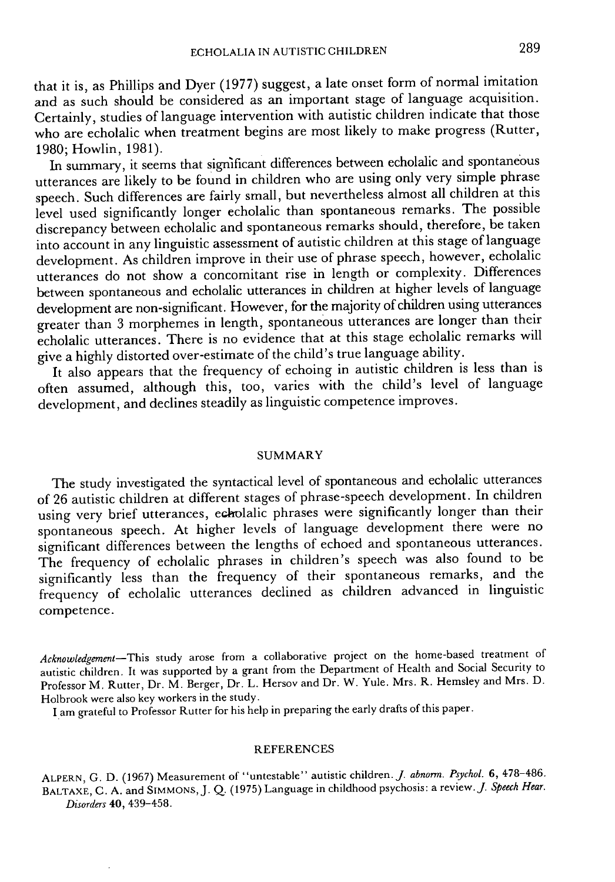that it is, as Phillips and Dyer (1977) suggest, a late onset form of normal imitation and as such should be considered as an important stage of language acquisition. Certainly, studies of language intervention with autistic children indicate that those who are echolalic when treatment begins are most likely to make progress (Rutter, 1980; Howlin, 1981).

In summary, it seems that significant differences between echolalic and spontaneous utterances are likely to be found in children who are using only very simple phrase speech. Such differences are fairly small, but nevertheless almost all children at this level used significantly longer echolalic than spontaneous remarks. The possible discrepancy between echolalic and spontaneous remarks should, therefore, be taken into account in any linguistic assessment of autistic children at this stage of language development. As children improve in their use of phrase speech, however, echolalic utterances do not show a concomitant rise in length or complexity. Differences between spontaneous and echolalic utterances in children at higher levels of language development are non-significant. However, for the majority of children using utterances greater than 3 morphemes in length, spontaneous utterances are longer than their echolalic utterances. There is no evidence that at this stage echolalic remarks will give a highly distorted over-estimate of the child's true language ability.

It also appears that the frequency of echoing in autistic children is less than is often assumed, although this, too, varies with the child's level of language development, and declines steadily as linguistic competence improves.

## SUMMARY

The study investigated the syntactical level of spontaneous and echolalic utterances of 26 autistic children at different stages of phrase-speech development. In children using very brief utterances, echolalic phrases were significantly longer than their spontaneous speech. At higher levels of language development there were no significant differences between the lengths of echoed and spontaneous utterances. The frequency of echolalic phrases in children's speech was also found to be significantly less than the frequency of their spontaneous remarks, and the frequency of echolalic utterances declined as children advanced in linguistic competence.

*Acknowledgement*—This study arose from a collaborative project on the home-based treatment of autistic children. It was supported by a grant from the Department of Health and Social Security to Professor M. Rutter, Dr. M. Berger, Dr. L. Hersov and Dr. W. Yule. Mrs. R. Hemsley and Mrs. D. Holbrook were also key workers in the study.

I am grateful to Professor Rutter for his help in preparing the early drafts of this paper.

## REFERENCES

ALPERN, G. D. (1967) Measurement of "untestable" autistic children. *J. abnorm. Psychol.* **6**, 478–486.

BALTAXE, C. A. and SIMMONS, J. Q. (1975) Language in childhood psychosis: a review. *J. Speech Hear. Disorders* **40**, 439–458.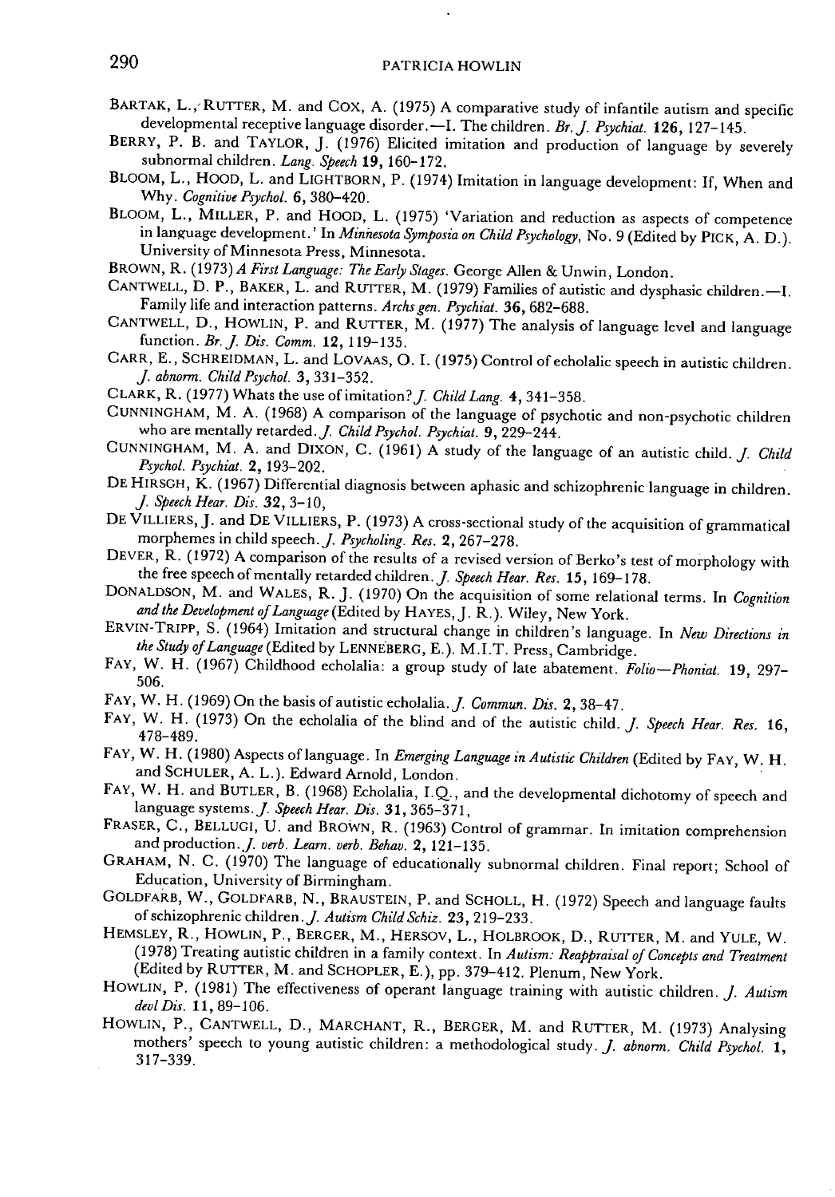BARTAK, L., RUTTER, M. and COX, A. (1975) A comparative study of infantile autism and specific developmental receptive language disorder.—I. The children. *Br. J. Psychiat.* **126**, 127–145.

BERRY, P. B. and TAYLOR, J. (1976) Elicited imitation and production of language by severely subnormal children. *Lang. Speech* **19**, 160–172.

BLOOM, L., HOOD, L. and LIGHTBORN, P. (1974) Imitation in language development: If, When and Why. *Cognitive Psychol.* **6**, 380–420.

BLOOM, L., MILLER, P. and HOOD, L. (1975) 'Variation and reduction as aspects of competence in language development.' In *Minnesota Symposia on Child Psychology*, No. 9 (Edited by PICK, A. D.). University of Minnesota Press, Minnesota.

BROWN, R. (1973) *A First Language: The Early Stages.* George Allen & Unwin, London.

CANTWELL, D. P., BAKER, L. and RUTTER, M. (1979) Families of autistic and dysphasic children.—I. Family life and interaction patterns. *Archs gen. Psychiat.* **36**, 682–688.

CANTWELL, D., HOWLIN, P. and RUTTER, M. (1977) The analysis of language level and language function. *Br. J. Dis. Comm.* **12**, 119–135.

CARR, E., SCHREIDMAN, L. and LOVAAS, O. I. (1975) Control of echolalic speech in autistic children. *J. abnorm. Child Psychol.* **3**, 331–352.

CLARK, R. (1977) Whats the use of imitation? *J. Child Lang.* **4**, 341–358.

CUNNINGHAM, M. A. (1968) A comparison of the language of psychotic and non-psychotic children who are mentally retarded. *J. Child Psychol. Psychiat.* **9**, 229–244.

CUNNINGHAM, M. A. and DIXON, C. (1961) A study of the language of an autistic child. *J. Child Psychol. Psychiat.* **2**, 193–202.

DE HIRSCH, K. (1967) Differential diagnosis between aphasic and schizophrenic language in children. *J. Speech Hear. Dis.* **32**, 3–10,

DE VILLIERS, J. and DE VILLIERS, P. (1973) A cross-sectional study of the acquisition of grammatical morphemes in child speech. *J. Psycholing. Res.* **2**, 267–278.

DEVER, R. (1972) A comparison of the results of a revised version of Berko's test of morphology with the free speech of mentally retarded children. *J. Speech Hear. Res.* **15**, 169–178.

DONALDSON, M. and WALES, R. J. (1970) On the acquisition of some relational terms. In *Cognition and the Development of Language* (Edited by HAYES, J. R.). Wiley, New York.

ERVIN-TRIPP, S. (1964) Imitation and structural change in children's language. In *New Directions in the Study of Language* (Edited by LENNEBERG, E.). M.I.T. Press, Cambridge.

FAY, W. H. (1967) Childhood echolalia: a group study of late abatement. *Folio—Phoniat.* **19**, 297–506.

FAY, W. H. (1969) On the basis of autistic echolalia. *J. Commun. Dis.* **2**, 38–47.

FAY, W. H. (1973) On the echolalia of the blind and of the autistic child. *J. Speech Hear. Res.* **16**, 478–489.

FAY, W. H. (1980) Aspects of language. In *Emerging Language in Autistic Children* (Edited by FAY, W. H. and SCHULER, A. L.). Edward Arnold, London.

FAY, W. H. and BUTLER, B. (1968) Echolalia, I.Q., and the developmental dichotomy of speech and language systems. *J. Speech Hear. Dis.* **31**, 365–371,

FRASER, C., BELLUGI, U. and BROWN, R. (1963) Control of grammar. In imitation comprehension and production. *J. verb. Learn. verb. Behav.* **2**, 121–135.

GRAHAM, N. C. (1970) The language of educationally subnormal children. Final report; School of Education, University of Birmingham.

GOLDFARB, W., GOLDFARB, N., BRAUSTEIN, P. and SCHOLL, H. (1972) Speech and language faults of schizophrenic children. *J. Autism Child Schiz.* **23**, 219–233.

HEMSLEY, R., HOWLIN, P., BERGER, M., HERSOV, L., HOLBROOK, D., RUTTER, M. and YULE, W. (1978) Treating autistic children in a family context. In *Autism: Reappraisal of Concepts and Treatment* (Edited by RUTTER, M. and SCHOPLER, E.), pp. 379–412. Plenum, New York.

HOWLIN, P. (1981) The effectiveness of operant language training with autistic children. *J. Autism devl Dis.* **11**, 89–106.

HOWLIN, P., CANTWELL, D., MARCHANT, R., BERGER, M. and RUTTER, M. (1973) Analysing mothers' speech to young autistic children: a methodological study. *J. abnorm. Child Psychol.* **1**, 317–339.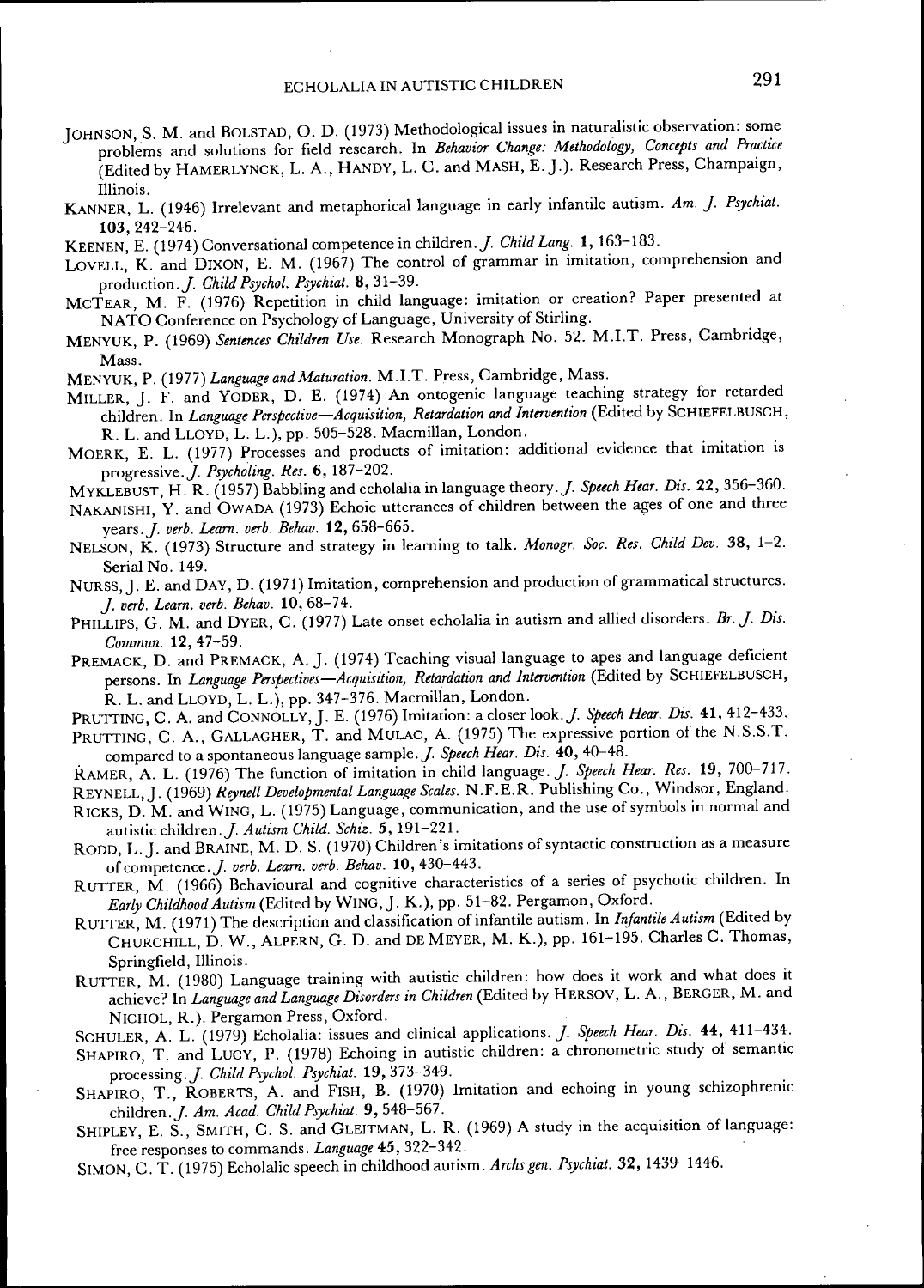JOHNSON, S. M. and BOLSTAD, O. D. (1973) Methodological issues in naturalistic observation: some problems and solutions for field research. In *Behavior Change: Methodology, Concepts and Practice* (Edited by HAMERLYNCK, L. A., HANDY, L. C. and MASH, E. J.). Research Press, Champaign, Illinois.

KANNER, L. (1946) Irrelevant and metaphorical language in early infantile autism. *Am. J. Psychiat.* **103**, 242–246.

KEENEN, E. (1974) Conversational competence in children. *J. Child Lang.* **1**, 163–183.

LOVELL, K. and DIXON, E. M. (1967) The control of grammar in imitation, comprehension and production. *J. Child Psychol. Psychiat.* **8**, 31–39.

MCTEAR, M. F. (1976) Repetition in child language: imitation or creation? Paper presented at NATO Conference on Psychology of Language, University of Stirling.

MENYUK, P. (1969) *Sentences Children Use.* Research Monograph No. 52. M.I.T. Press, Cambridge, Mass.

MENYUK, P. (1977) *Language and Maturation.* M.I.T. Press, Cambridge, Mass.

MILLER, J. F. and YODER, D. E. (1974) An ontogenic language teaching strategy for retarded children. In *Language Perspective—Acquisition, Retardation and Intervention* (Edited by SCHIEFELBUSCH, R. L. and LLOYD, L. L.), pp. 505–528. Macmillan, London.

MOERK, E. L. (1977) Processes and products of imitation: additional evidence that imitation is progressive. *J. Psycholing. Res.* **6**, 187–202.

MYKLEBUST, H. R. (1957) Babbling and echolalia in language theory. *J. Speech Hear. Dis.* **22**, 356–360.

NAKANISHI, Y. and OWADA (1973) Echoic utterances of children between the ages of one and three years. *J. verb. Learn. verb. Behav.* **12**, 658–665.

NELSON, K. (1973) Structure and strategy in learning to talk. *Monogr. Soc. Res. Child Dev.* **38**, 1–2. Serial No. 149.

NURSS, J. E. and DAY, D. (1971) Imitation, comprehension and production of grammatical structures. *J. verb. Learn. verb. Behav.* **10**, 68–74.

PHILLIPS, G. M. and DYER, C. (1977) Late onset echolalia in autism and allied disorders. *Br. J. Dis. Commun.* **12**, 47–59.

PREMACK, D. and PREMACK, A. J. (1974) Teaching visual language to apes and language deficient persons. In *Language Perspectives—Acquisition, Retardation and Intervention* (Edited by SCHIEFELBUSCH, R. L. and LLOYD, L. L.), pp. 347–376. Macmillan, London.

PRUTTING, C. A. and CONNOLLY, J. E. (1976) Imitation: a closer look. *J. Speech Hear. Dis.* **41**, 412–433.

PRUTTING, C. A., GALLAGHER, T. and MULAC, A. (1975) The expressive portion of the N.S.S.T. compared to a spontaneous language sample. *J. Speech Hear. Dis.* **40**, 40–48.

RAMER, A. L. (1976) The function of imitation in child language. *J. Speech Hear. Res.* **19**, 700–717.

REYNELL, J. (1969) *Reynell Developmental Language Scales.* N.F.E.R. Publishing Co., Windsor, England.

RICKS, D. M. and WING, L. (1975) Language, communication, and the use of symbols in normal and autistic children. *J. Autism Child. Schiz.* **5**, 191–221.

RODD, L. J. and BRAINE, M. D. S. (1970) Children's imitations of syntactic construction as a measure of competence. *J. verb. Learn. verb. Behav.* **10**, 430–443.

RUTTER, M. (1966) Behavioural and cognitive characteristics of a series of psychotic children. In *Early Childhood Autism* (Edited by WING, J. K.), pp. 51–82. Pergamon, Oxford.

RUTTER, M. (1971) The description and classification of infantile autism. In *Infantile Autism* (Edited by CHURCHILL, D. W., ALPERN, G. D. and DE MEYER, M. K.), pp. 161–195. Charles C. Thomas, Springfield, Illinois.

RUTTER, M. (1980) Language training with autistic children: how does it work and what does it achieve? In *Language and Language Disorders in Children* (Edited by HERSOV, L. A., BERGER, M. and NICHOL, R.). Pergamon Press, Oxford.

SCHULER, A. L. (1979) Echolalia: issues and clinical applications. *J. Speech Hear. Dis.* **44**, 411–434.

SHAPIRO, T. and LUCY, P. (1978) Echoing in autistic children: a chronometric study of semantic processing. *J. Child Psychol. Psychiat.* **19**, 373–349.

SHAPIRO, T., ROBERTS, A. and FISH, B. (1970) Imitation and echoing in young schizophrenic children. *J. Am. Acad. Child Psychiat.* **9**, 548–567.

SHIPLEY, E. S., SMITH, C. S. and GLEITMAN, L. R. (1969) A study in the acquisition of language: free responses to commands. *Language* **45**, 322–342.

SIMON, C. T. (1975) Echolalic speech in childhood autism. *Archs gen. Psychiat.* **32**, 1439–1446.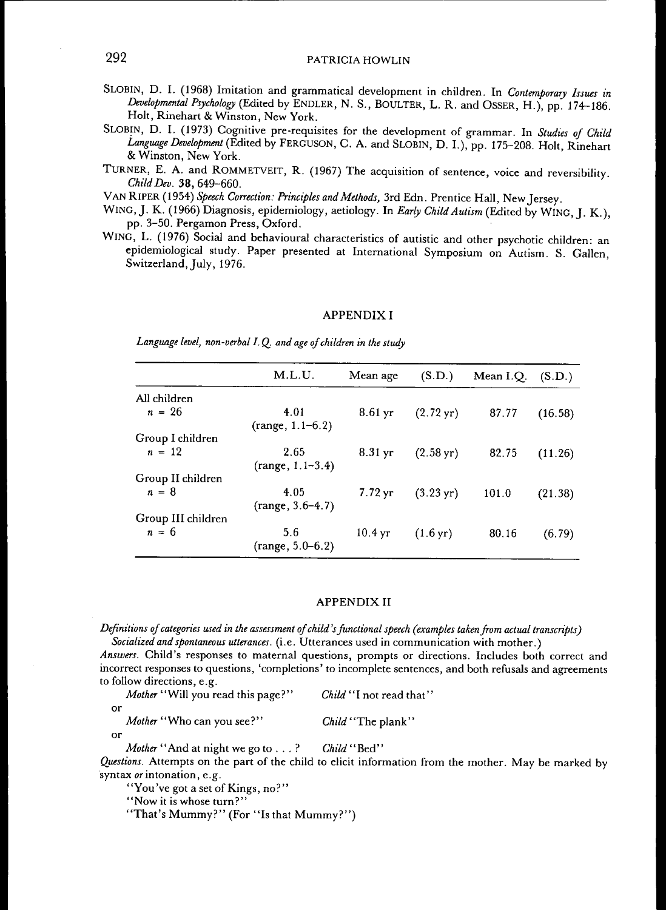SLOBIN, D. I. (1968) Imitation and grammatical development in children. In *Contemporary Issues in Developmental Psychology* (Edited by ENDLER, N. S., BOULTER, L. R. and OSSER, H.), pp. 174–186. Holt, Rinehart & Winston, New York.

SLOBIN, D. I. (1973) Cognitive pre-requisites for the development of grammar. In *Studies of Child Language Development* (Edited by FERGUSON, C. A. and SLOBIN, D. I.), pp. 175–208. Holt, Rinehart & Winston, New York.

TURNER, E. A. and ROMMETVEIT, R. (1967) The acquisition of sentence, voice and reversibility. *Child Dev.* **38**, 649–660.

VAN RIPER (1954) *Speech Correction: Principles and Methods*, 3rd Edn. Prentice Hall, New Jersey.

WING, J. K. (1966) Diagnosis, epidemiology, aetiology. In *Early Child Autism* (Edited by WING, J. K.), pp. 3–50. Pergamon Press, Oxford.

WING, L. (1976) Social and behavioural characteristics of autistic and other psychotic children: an epidemiological study. Paper presented at International Symposium on Autism. S. Gallen, Switzerland, July, 1976.

## APPENDIX I

*Language level, non-verbal I.Q. and age of children in the study*

| | M.L.U. | Mean age | (S.D.) | Mean I.Q. | (S.D.) |
|---|---|---|---|---|---|
| All children $n = 26$ | 4.01 (range, 1.1–6.2) | 8.61 yr | (2.72 yr) | 87.77 | (16.58) |
| Group I children $n = 12$ | 2.65 (range, 1.1–3.4) | 8.31 yr | (2.58 yr) | 82.75 | (11.26) |
| Group II children $n = 8$ | 4.05 (range, 3.6–4.7) | 7.72 yr | (3.23 yr) | 101.0 | (21.38) |
| Group III children $n = 6$ | 5.6 (range, 5.0–6.2) | 10.4 yr | (1.6 yr) | 80.16 | (6.79) |

## APPENDIX II

*Definitions of categories used in the assessment of child's functional speech (examples taken from actual transcripts)*

*Socialized and spontaneous utterances.* (i.e. Utterances used in communication with mother.)

*Answers.* Child's responses to maternal questions, prompts or directions. Includes both correct and incorrect responses to questions, 'completions' to incomplete sentences, and both refusals and agreements to follow directions, e.g.

*Mother* "Will you read this page?" *Child* "I not read that"

or

*Mother* "Who can you see?" *Child* "The plank"

or

*Mother* "And at night we go to . . . ? *Child* "Bed"

*Questions.* Attempts on the part of the child to elicit information from the mother. May be marked by syntax *or* intonation, e.g.

"You've got a set of Kings, no?"

"Now it is whose turn?"

"That's Mummy?" (For "Is that Mummy?")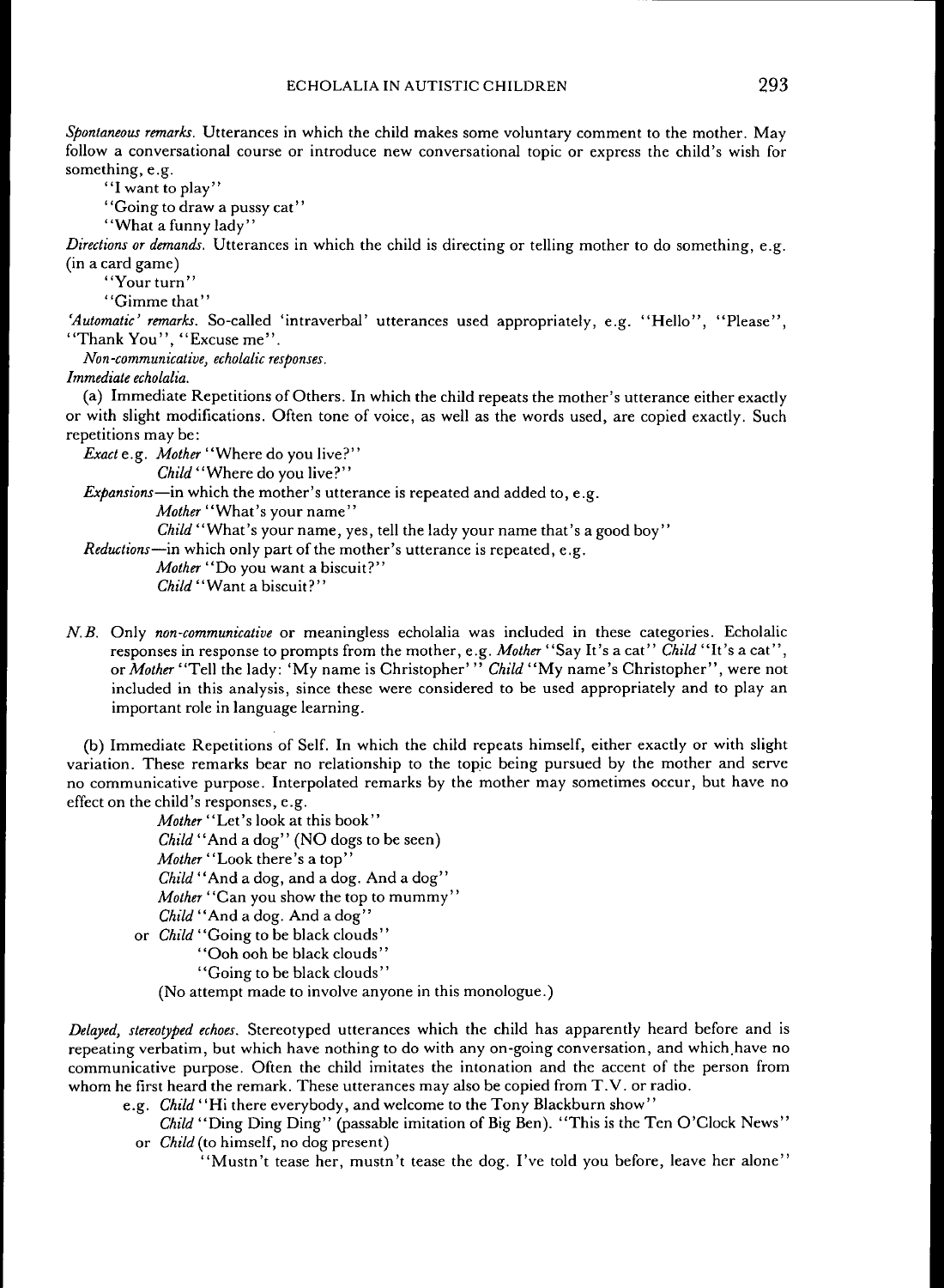*Spontaneous remarks.* Utterances in which the child makes some voluntary comment to the mother. May follow a conversational course or introduce new conversational topic or express the child's wish for something, e.g.

"I want to play"

"Going to draw a pussy cat"

"What a funny lady"

*Directions or demands.* Utterances in which the child is directing or telling mother to do something, e.g. (in a card game)

"Your turn"

"Gimme that"

*'Automatic' remarks.* So-called 'intraverbal' utterances used appropriately, e.g. "Hello", "Please", "Thank You", "Excuse me".

*Non-communicative, echolalic responses.*

*Immediate echolalia.*

(a) Immediate Repetitions of Others. In which the child repeats the mother's utterance either exactly or with slight modifications. Often tone of voice, as well as the words used, are copied exactly. Such repetitions may be:

*Exact* e.g. *Mother* "Where do you live?"

*Child* "Where do you live?"

*Expansions*—in which the mother's utterance is repeated and added to, e.g.

*Mother* "What's your name"

*Child* "What's your name, yes, tell the lady your name that's a good boy"

*Reductions*—in which only part of the mother's utterance is repeated, e.g.

*Mother* "Do you want a biscuit?"

*Child* "Want a biscuit?"

*N.B.* Only *non-communicative* or meaningless echolalia was included in these categories. Echolalic responses in response to prompts from the mother, e.g. *Mother* "Say It's a cat" *Child* "It's a cat", or *Mother* "Tell the lady: 'My name is Christopher'" *Child* "My name's Christopher", were not included in this analysis, since these were considered to be used appropriately and to play an important role in language learning.

(b) Immediate Repetitions of Self. In which the child repeats himself, either exactly or with slight variation. These remarks bear no relationship to the topic being pursued by the mother and serve no communicative purpose. Interpolated remarks by the mother may sometimes occur, but have no effect on the child's responses, e.g.

*Mother* "Let's look at this book"

*Child* "And a dog" (NO dogs to be seen)

*Mother* "Look there's a top"

*Child* "And a dog, and a dog. And a dog"

*Mother* "Can you show the top to mummy"

*Child* "And a dog. And a dog"

or *Child* "Going to be black clouds"

"Ooh ooh be black clouds"

"Going to be black clouds"

(No attempt made to involve anyone in this monologue.)

*Delayed, stereotyped echoes.* Stereotyped utterances which the child has apparently heard before and is repeating verbatim, but which have nothing to do with any on-going conversation, and which have no communicative purpose. Often the child imitates the intonation and the accent of the person from whom he first heard the remark. These utterances may also be copied from T.V. or radio.

e.g. *Child* "Hi there everybody, and welcome to the Tony Blackburn show"

*Child* "Ding Ding Ding" (passable imitation of Big Ben). "This is the Ten O'Clock News"

or *Child* (to himself, no dog present)

"Mustn't tease her, mustn't tease the dog. I've told you before, leave her alone"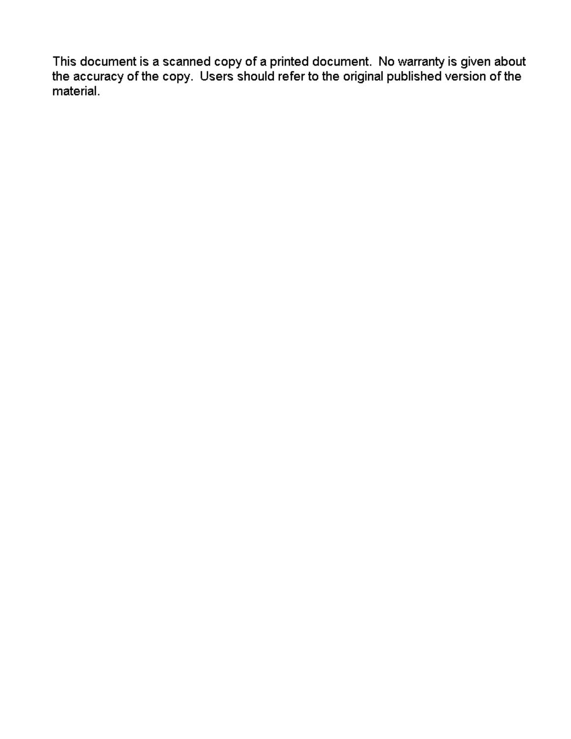This document is a scanned copy of a printed document. No warranty is given about the accuracy of the copy. Users should refer to the original published version of the material.